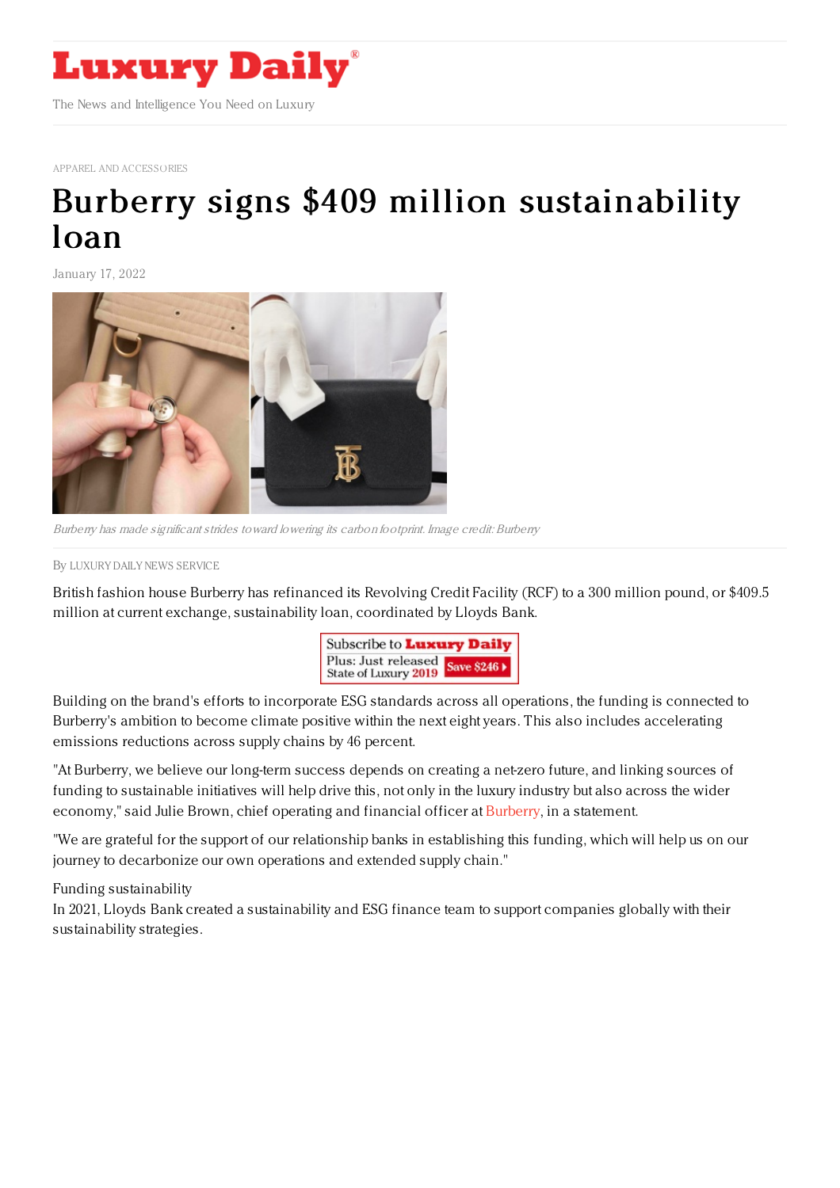APPAREL AND ACCESSORIES

# Burberry signs $409 million sustainability loan

January 17, 2022

*Burberry has made significant strides toward lowering its carbon footprint. Image credit: Burberry*

By LUXURY DAILY NEWS SERVICE

British fashion house Burberry has refinanced its Revolving Credit Facility (RCF) to a 300 million pound, or $409.5 million at current exchange, sustainability loan, coordinated by Lloyds Bank.

Building on the brand's efforts to incorporate ESG standards across all operations, the funding is connected to Burberry's ambition to become climate positive within the next eight years. This also includes accelerating emissions reductions across supply chains by 46 percent.

"At Burberry, we believe our long-term success depends on creating a net-zero future, and linking sources of funding to sustainable initiatives will help drive this, not only in the luxury industry but also across the wider economy," said Julie Brown, chief operating and financial officer at Burberry, in a statement.

"We are grateful for the support of our relationship banks in establishing this funding, which will help us on our journey to decarbonize our own operations and extended supply chain."

Funding sustainability

In 2021, Lloyds Bank created a sustainability and ESG finance team to support companies globally with their sustainability strategies.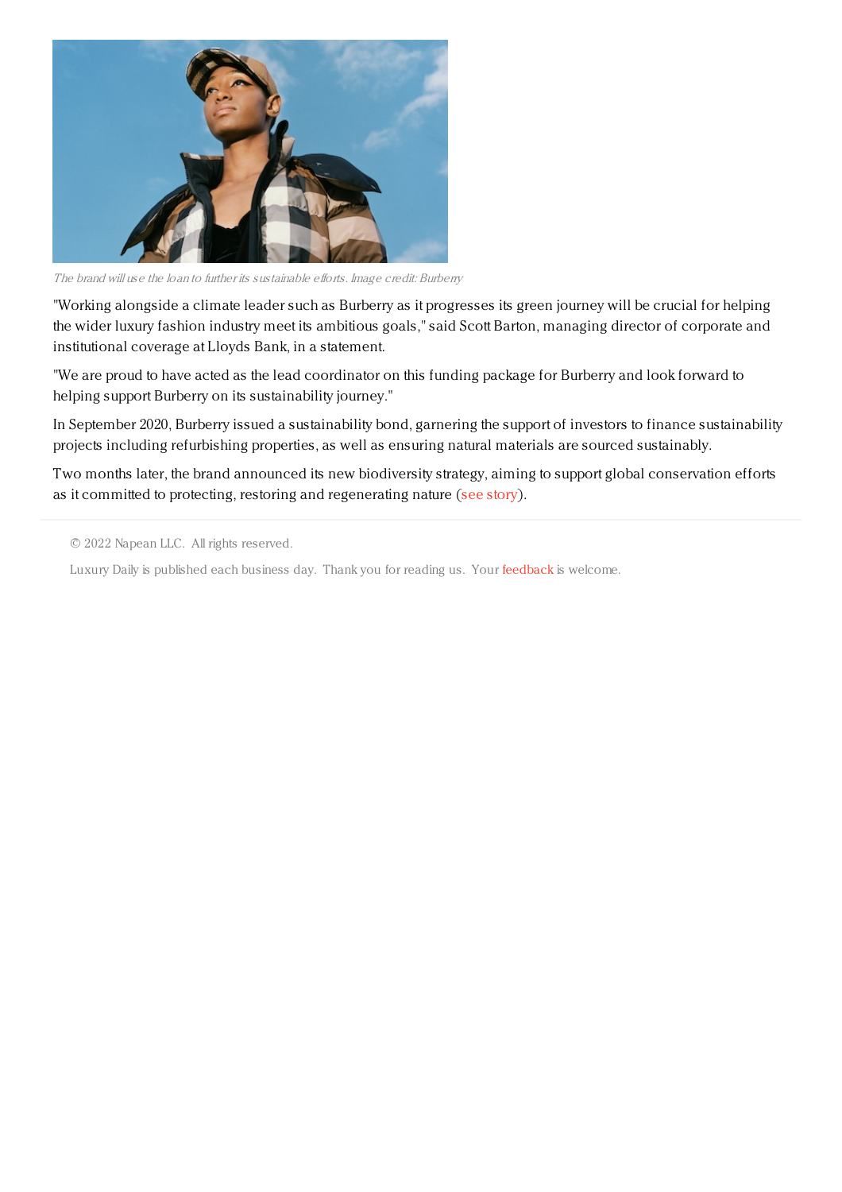*The brand will use the loan to further its sustainable efforts. Image credit: Burberry*

"Working alongside a climate leader such as Burberry as it progresses its green journey will be crucial for helping the wider luxury fashion industry meet its ambitious goals," said Scott Barton, managing director of corporate and institutional coverage at Lloyds Bank, in a statement.

"We are proud to have acted as the lead coordinator on this funding package for Burberry and look forward to helping support Burberry on its sustainability journey."

In September 2020, Burberry issued a sustainability bond, garnering the support of investors to finance sustainability projects including refurbishing properties, as well as ensuring natural materials are sourced sustainably.

Two months later, the brand announced its new biodiversity strategy, aiming to support global conservation efforts as it committed to protecting, restoring and regenerating nature (see story).

© 2022 Napean LLC. All rights reserved.

Luxury Daily is published each business day. Thank you for reading us. Your feedback is welcome.